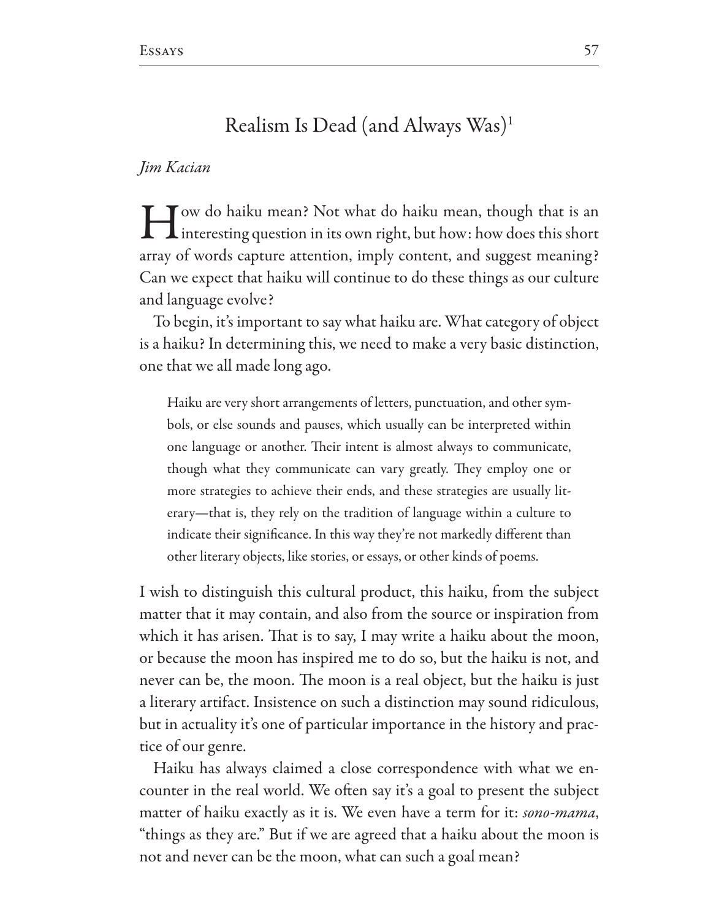# Realism Is Dead (and Always Was)[1]

*Jim Kacian*

How do haiku mean? Not what do haiku mean, though that is an interesting question in its own right, but how: how does this short array of words capture attention, imply content, and suggest meaning? Can we expect that haiku will continue to do these things as our culture and language evolve?

To begin, it's important to say what haiku are. What category of object is a haiku? In determining this, we need to make a very basic distinction, one that we all made long ago.

> Haiku are very short arrangements of letters, punctuation, and other symbols, or else sounds and pauses, which usually can be interpreted within one language or another. Their intent is almost always to communicate, though what they communicate can vary greatly. They employ one or more strategies to achieve their ends, and these strategies are usually literary—that is, they rely on the tradition of language within a culture to indicate their significance. In this way they're not markedly different than other literary objects, like stories, or essays, or other kinds of poems.

I wish to distinguish this cultural product, this haiku, from the subject matter that it may contain, and also from the source or inspiration from which it has arisen. That is to say, I may write a haiku about the moon, or because the moon has inspired me to do so, but the haiku is not, and never can be, the moon. The moon is a real object, but the haiku is just a literary artifact. Insistence on such a distinction may sound ridiculous, but in actuality it's one of particular importance in the history and practice of our genre.

Haiku has always claimed a close correspondence with what we encounter in the real world. We often say it's a goal to present the subject matter of haiku exactly as it is. We even have a term for it: *sono-mama*, "things as they are." But if we are agreed that a haiku about the moon is not and never can be the moon, what can such a goal mean?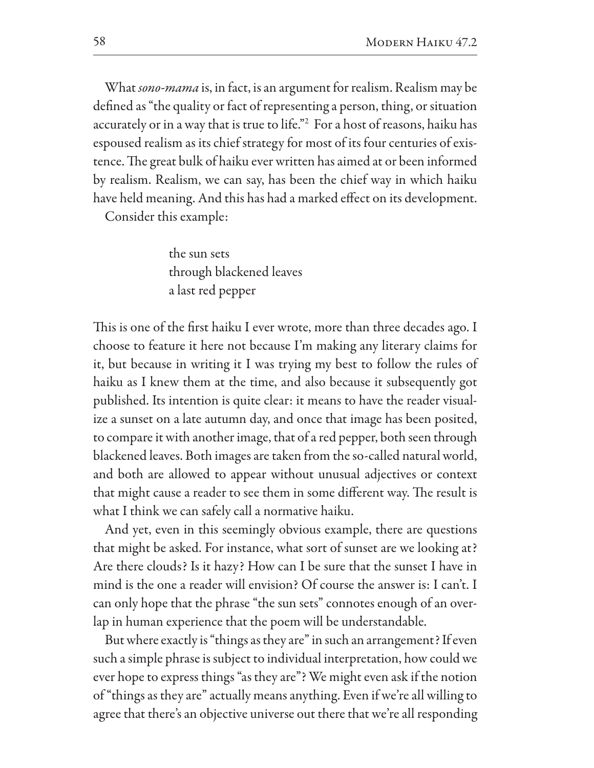What *sono-mama* is, in fact, is an argument for realism. Realism may be defined as "the quality or fact of representing a person, thing, or situation accurately or in a way that is true to life."[2] For a host of reasons, haiku has espoused realism as its chief strategy for most of its four centuries of existence. The great bulk of haiku ever written has aimed at or been informed by realism. Realism, we can say, has been the chief way in which haiku have held meaning. And this has had a marked effect on its development.

Consider this example:

> the sun sets
> through blackened leaves
> a last red pepper

This is one of the first haiku I ever wrote, more than three decades ago. I choose to feature it here not because I'm making any literary claims for it, but because in writing it I was trying my best to follow the rules of haiku as I knew them at the time, and also because it subsequently got published. Its intention is quite clear: it means to have the reader visualize a sunset on a late autumn day, and once that image has been posited, to compare it with another image, that of a red pepper, both seen through blackened leaves. Both images are taken from the so-called natural world, and both are allowed to appear without unusual adjectives or context that might cause a reader to see them in some different way. The result is what I think we can safely call a normative haiku.

And yet, even in this seemingly obvious example, there are questions that might be asked. For instance, what sort of sunset are we looking at? Are there clouds? Is it hazy? How can I be sure that the sunset I have in mind is the one a reader will envision? Of course the answer is: I can't. I can only hope that the phrase "the sun sets" connotes enough of an overlap in human experience that the poem will be understandable.

But where exactly is "things as they are" in such an arrangement? If even such a simple phrase is subject to individual interpretation, how could we ever hope to express things "as they are"? We might even ask if the notion of "things as they are" actually means anything. Even if we're all willing to agree that there's an objective universe out there that we're all responding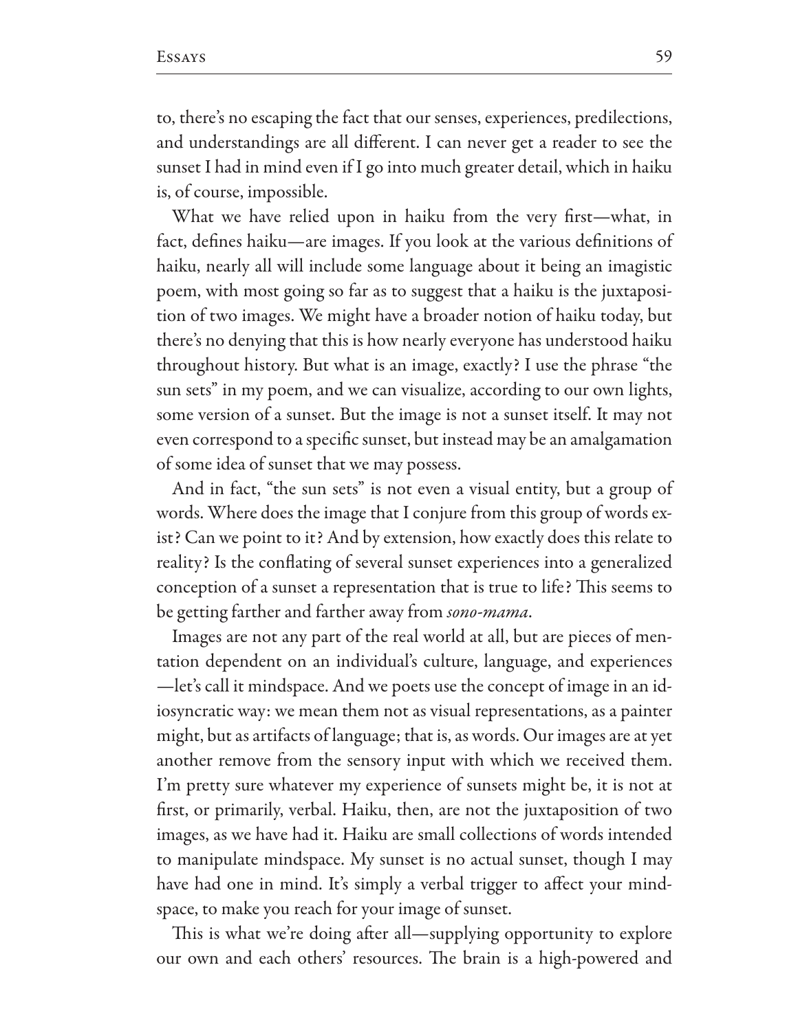to, there's no escaping the fact that our senses, experiences, predilections, and understandings are all different. I can never get a reader to see the sunset I had in mind even if I go into much greater detail, which in haiku is, of course, impossible.

What we have relied upon in haiku from the very first—what, in fact, defines haiku—are images. If you look at the various definitions of haiku, nearly all will include some language about it being an imagistic poem, with most going so far as to suggest that a haiku is the juxtaposition of two images. We might have a broader notion of haiku today, but there's no denying that this is how nearly everyone has understood haiku throughout history. But what is an image, exactly? I use the phrase "the sun sets" in my poem, and we can visualize, according to our own lights, some version of a sunset. But the image is not a sunset itself. It may not even correspond to a specific sunset, but instead may be an amalgamation of some idea of sunset that we may possess.

And in fact, "the sun sets" is not even a visual entity, but a group of words. Where does the image that I conjure from this group of words exist? Can we point to it? And by extension, how exactly does this relate to reality? Is the conflating of several sunset experiences into a generalized conception of a sunset a representation that is true to life? This seems to be getting farther and farther away from *sono-mama*.

Images are not any part of the real world at all, but are pieces of mentation dependent on an individual's culture, language, and experiences—let's call it mindspace. And we poets use the concept of image in an idiosyncratic way: we mean them not as visual representations, as a painter might, but as artifacts of language; that is, as words. Our images are at yet another remove from the sensory input with which we received them. I'm pretty sure whatever my experience of sunsets might be, it is not at first, or primarily, verbal. Haiku, then, are not the juxtaposition of two images, as we have had it. Haiku are small collections of words intended to manipulate mindspace. My sunset is no actual sunset, though I may have had one in mind. It's simply a verbal trigger to affect your mindspace, to make you reach for your image of sunset.

This is what we're doing after all—supplying opportunity to explore our own and each others' resources. The brain is a high-powered and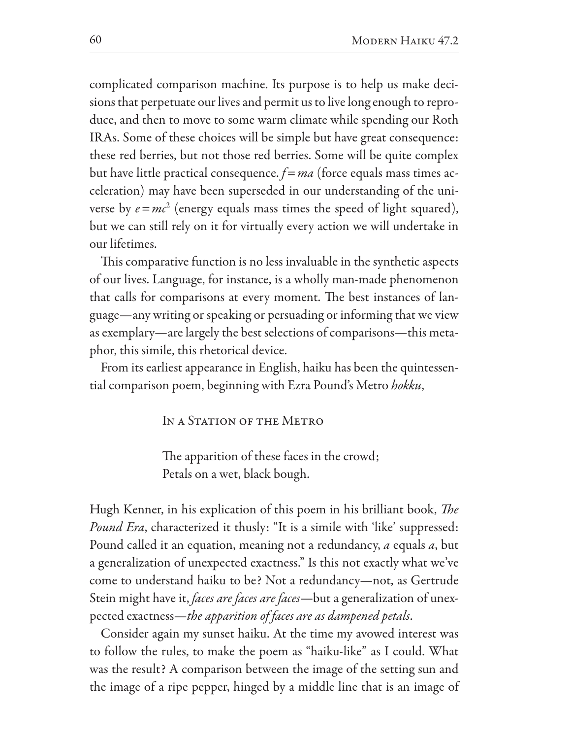complicated comparison machine. Its purpose is to help us make decisions that perpetuate our lives and permit us to live long enough to reproduce, and then to move to some warm climate while spending our Roth IRAs. Some of these choices will be simple but have great consequence: these red berries, but not those red berries. Some will be quite complex but have little practical consequence. $f = ma$ (force equals mass times acceleration) may have been superseded in our understanding of the universe by $e = mc^2$ (energy equals mass times the speed of light squared), but we can still rely on it for virtually every action we will undertake in our lifetimes.

This comparative function is no less invaluable in the synthetic aspects of our lives. Language, for instance, is a wholly man-made phenomenon that calls for comparisons at every moment. The best instances of language—any writing or speaking or persuading or informing that we view as exemplary—are largely the best selections of comparisons—this metaphor, this simile, this rhetorical device.

From its earliest appearance in English, haiku has been the quintessential comparison poem, beginning with Ezra Pound's Metro *hokku*,

> In a Station of the Metro
>
> The apparition of these faces in the crowd;
> Petals on a wet, black bough.

Hugh Kenner, in his explication of this poem in his brilliant book, *The Pound Era*, characterized it thusly: "It is a simile with 'like' suppressed: Pound called it an equation, meaning not a redundancy, *a* equals *a*, but a generalization of unexpected exactness." Is this not exactly what we've come to understand haiku to be? Not a redundancy—not, as Gertrude Stein might have it, *faces are faces are faces*—but a generalization of unexpected exactness—*the apparition of faces are as dampened petals*.

Consider again my sunset haiku. At the time my avowed interest was to follow the rules, to make the poem as "haiku-like" as I could. What was the result? A comparison between the image of the setting sun and the image of a ripe pepper, hinged by a middle line that is an image of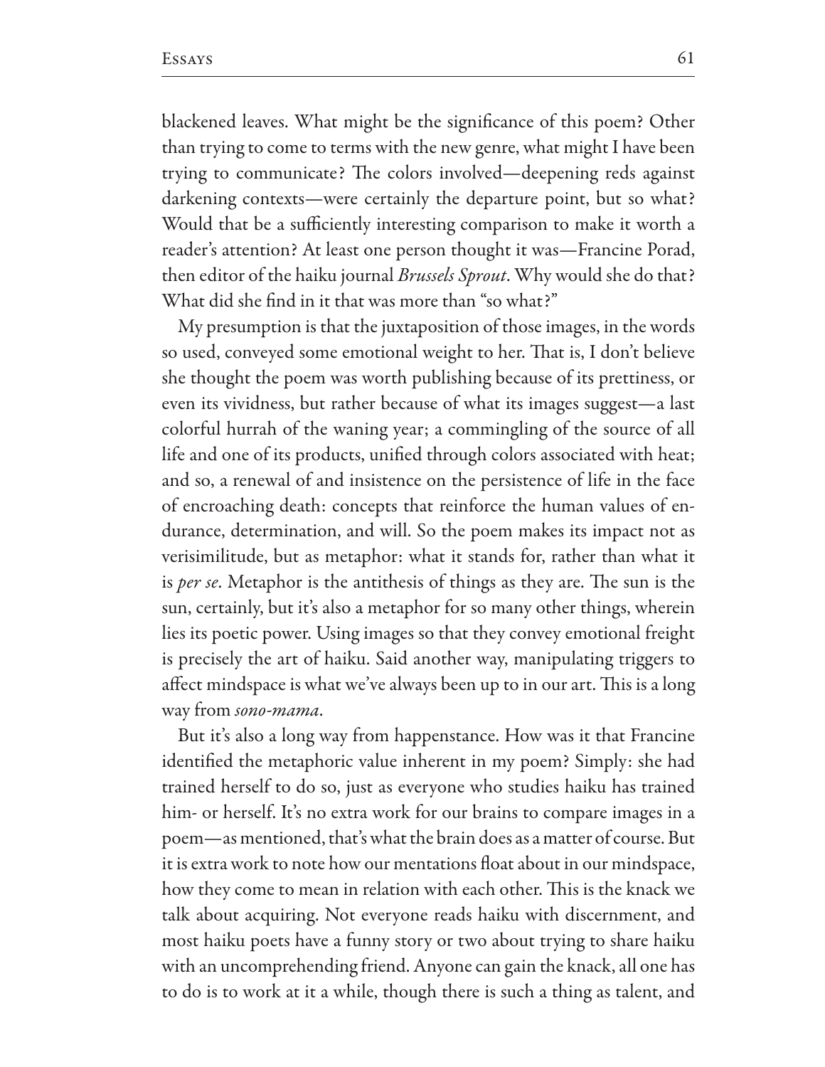blackened leaves. What might be the significance of this poem? Other than trying to come to terms with the new genre, what might I have been trying to communicate? The colors involved—deepening reds against darkening contexts—were certainly the departure point, but so what? Would that be a sufficiently interesting comparison to make it worth a reader's attention? At least one person thought it was—Francine Porad, then editor of the haiku journal *Brussels Sprout*. Why would she do that? What did she find in it that was more than "so what?"

My presumption is that the juxtaposition of those images, in the words so used, conveyed some emotional weight to her. That is, I don't believe she thought the poem was worth publishing because of its prettiness, or even its vividness, but rather because of what its images suggest—a last colorful hurrah of the waning year; a commingling of the source of all life and one of its products, unified through colors associated with heat; and so, a renewal of and insistence on the persistence of life in the face of encroaching death: concepts that reinforce the human values of endurance, determination, and will. So the poem makes its impact not as verisimilitude, but as metaphor: what it stands for, rather than what it is *per se*. Metaphor is the antithesis of things as they are. The sun is the sun, certainly, but it's also a metaphor for so many other things, wherein lies its poetic power. Using images so that they convey emotional freight is precisely the art of haiku. Said another way, manipulating triggers to affect mindspace is what we've always been up to in our art. This is a long way from *sono-mama*.

But it's also a long way from happenstance. How was it that Francine identified the metaphoric value inherent in my poem? Simply: she had trained herself to do so, just as everyone who studies haiku has trained him- or herself. It's no extra work for our brains to compare images in a poem—as mentioned, that's what the brain does as a matter of course. But it is extra work to note how our mentations float about in our mindspace, how they come to mean in relation with each other. This is the knack we talk about acquiring. Not everyone reads haiku with discernment, and most haiku poets have a funny story or two about trying to share haiku with an uncomprehending friend. Anyone can gain the knack, all one has to do is to work at it a while, though there is such a thing as talent, and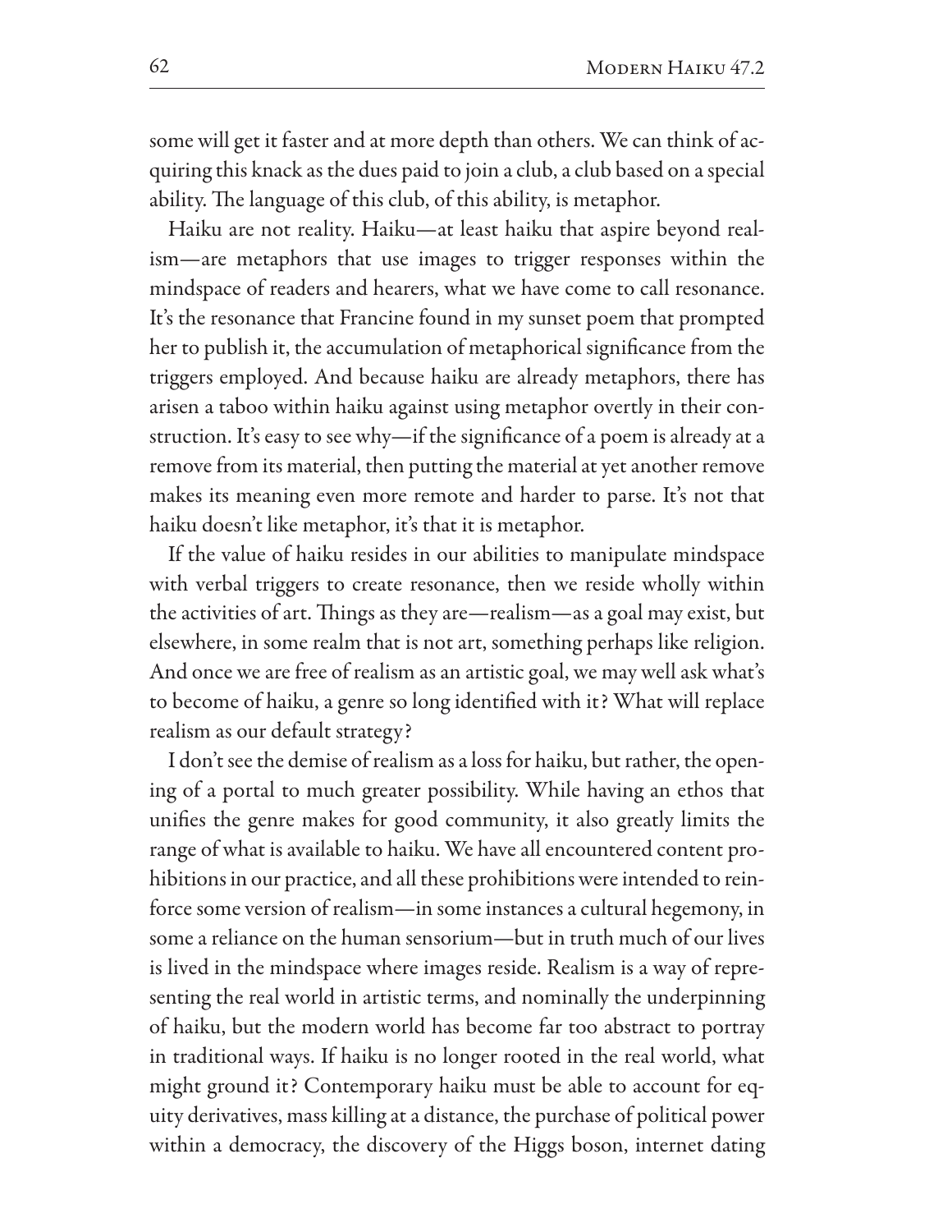some will get it faster and at more depth than others. We can think of acquiring this knack as the dues paid to join a club, a club based on a special ability. The language of this club, of this ability, is metaphor.

Haiku are not reality. Haiku—at least haiku that aspire beyond realism—are metaphors that use images to trigger responses within the mindspace of readers and hearers, what we have come to call resonance. It's the resonance that Francine found in my sunset poem that prompted her to publish it, the accumulation of metaphorical significance from the triggers employed. And because haiku are already metaphors, there has arisen a taboo within haiku against using metaphor overtly in their construction. It's easy to see why—if the significance of a poem is already at a remove from its material, then putting the material at yet another remove makes its meaning even more remote and harder to parse. It's not that haiku doesn't like metaphor, it's that it is metaphor.

If the value of haiku resides in our abilities to manipulate mindspace with verbal triggers to create resonance, then we reside wholly within the activities of art. Things as they are—realism—as a goal may exist, but elsewhere, in some realm that is not art, something perhaps like religion. And once we are free of realism as an artistic goal, we may well ask what's to become of haiku, a genre so long identified with it? What will replace realism as our default strategy?

I don't see the demise of realism as a loss for haiku, but rather, the opening of a portal to much greater possibility. While having an ethos that unifies the genre makes for good community, it also greatly limits the range of what is available to haiku. We have all encountered content prohibitions in our practice, and all these prohibitions were intended to reinforce some version of realism—in some instances a cultural hegemony, in some a reliance on the human sensorium—but in truth much of our lives is lived in the mindspace where images reside. Realism is a way of representing the real world in artistic terms, and nominally the underpinning of haiku, but the modern world has become far too abstract to portray in traditional ways. If haiku is no longer rooted in the real world, what might ground it? Contemporary haiku must be able to account for equity derivatives, mass killing at a distance, the purchase of political power within a democracy, the discovery of the Higgs boson, internet dating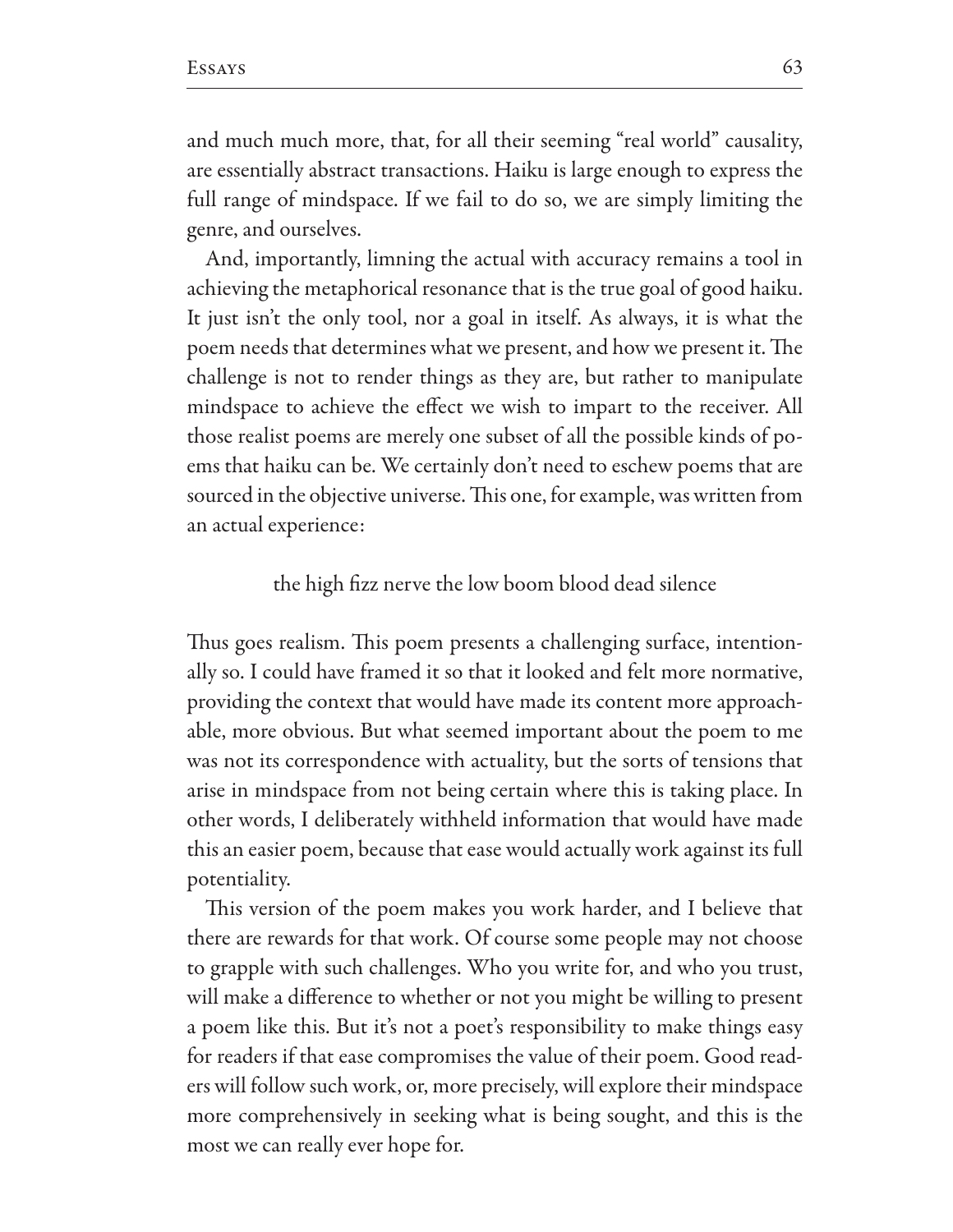and much much more, that, for all their seeming "real world" causality, are essentially abstract transactions. Haiku is large enough to express the full range of mindspace. If we fail to do so, we are simply limiting the genre, and ourselves.

And, importantly, limning the actual with accuracy remains a tool in achieving the metaphorical resonance that is the true goal of good haiku. It just isn't the only tool, nor a goal in itself. As always, it is what the poem needs that determines what we present, and how we present it. The challenge is not to render things as they are, but rather to manipulate mindspace to achieve the effect we wish to impart to the receiver. All those realist poems are merely one subset of all the possible kinds of poems that haiku can be. We certainly don't need to eschew poems that are sourced in the objective universe. This one, for example, was written from an actual experience:

> the high fizz nerve the low boom blood dead silence

Thus goes realism. This poem presents a challenging surface, intentionally so. I could have framed it so that it looked and felt more normative, providing the context that would have made its content more approachable, more obvious. But what seemed important about the poem to me was not its correspondence with actuality, but the sorts of tensions that arise in mindspace from not being certain where this is taking place. In other words, I deliberately withheld information that would have made this an easier poem, because that ease would actually work against its full potentiality.

This version of the poem makes you work harder, and I believe that there are rewards for that work. Of course some people may not choose to grapple with such challenges. Who you write for, and who you trust, will make a difference to whether or not you might be willing to present a poem like this. But it's not a poet's responsibility to make things easy for readers if that ease compromises the value of their poem. Good readers will follow such work, or, more precisely, will explore their mindspace more comprehensively in seeking what is being sought, and this is the most we can really ever hope for.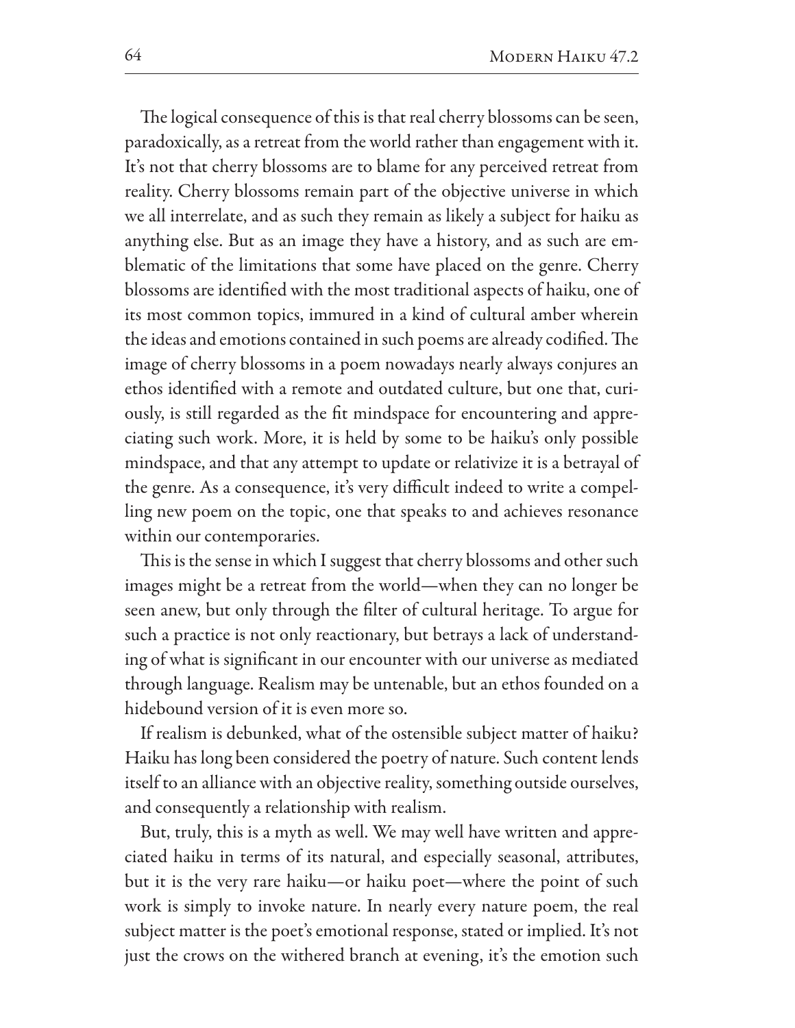The logical consequence of this is that real cherry blossoms can be seen, paradoxically, as a retreat from the world rather than engagement with it. It's not that cherry blossoms are to blame for any perceived retreat from reality. Cherry blossoms remain part of the objective universe in which we all interrelate, and as such they remain as likely a subject for haiku as anything else. But as an image they have a history, and as such are emblematic of the limitations that some have placed on the genre. Cherry blossoms are identified with the most traditional aspects of haiku, one of its most common topics, immured in a kind of cultural amber wherein the ideas and emotions contained in such poems are already codified. The image of cherry blossoms in a poem nowadays nearly always conjures an ethos identified with a remote and outdated culture, but one that, curiously, is still regarded as the fit mindspace for encountering and appreciating such work. More, it is held by some to be haiku's only possible mindspace, and that any attempt to update or relativize it is a betrayal of the genre. As a consequence, it's very difficult indeed to write a compelling new poem on the topic, one that speaks to and achieves resonance within our contemporaries.

This is the sense in which I suggest that cherry blossoms and other such images might be a retreat from the world—when they can no longer be seen anew, but only through the filter of cultural heritage. To argue for such a practice is not only reactionary, but betrays a lack of understanding of what is significant in our encounter with our universe as mediated through language. Realism may be untenable, but an ethos founded on a hidebound version of it is even more so.

If realism is debunked, what of the ostensible subject matter of haiku? Haiku has long been considered the poetry of nature. Such content lends itself to an alliance with an objective reality, something outside ourselves, and consequently a relationship with realism.

But, truly, this is a myth as well. We may well have written and appreciated haiku in terms of its natural, and especially seasonal, attributes, but it is the very rare haiku—or haiku poet—where the point of such work is simply to invoke nature. In nearly every nature poem, the real subject matter is the poet's emotional response, stated or implied. It's not just the crows on the withered branch at evening, it's the emotion such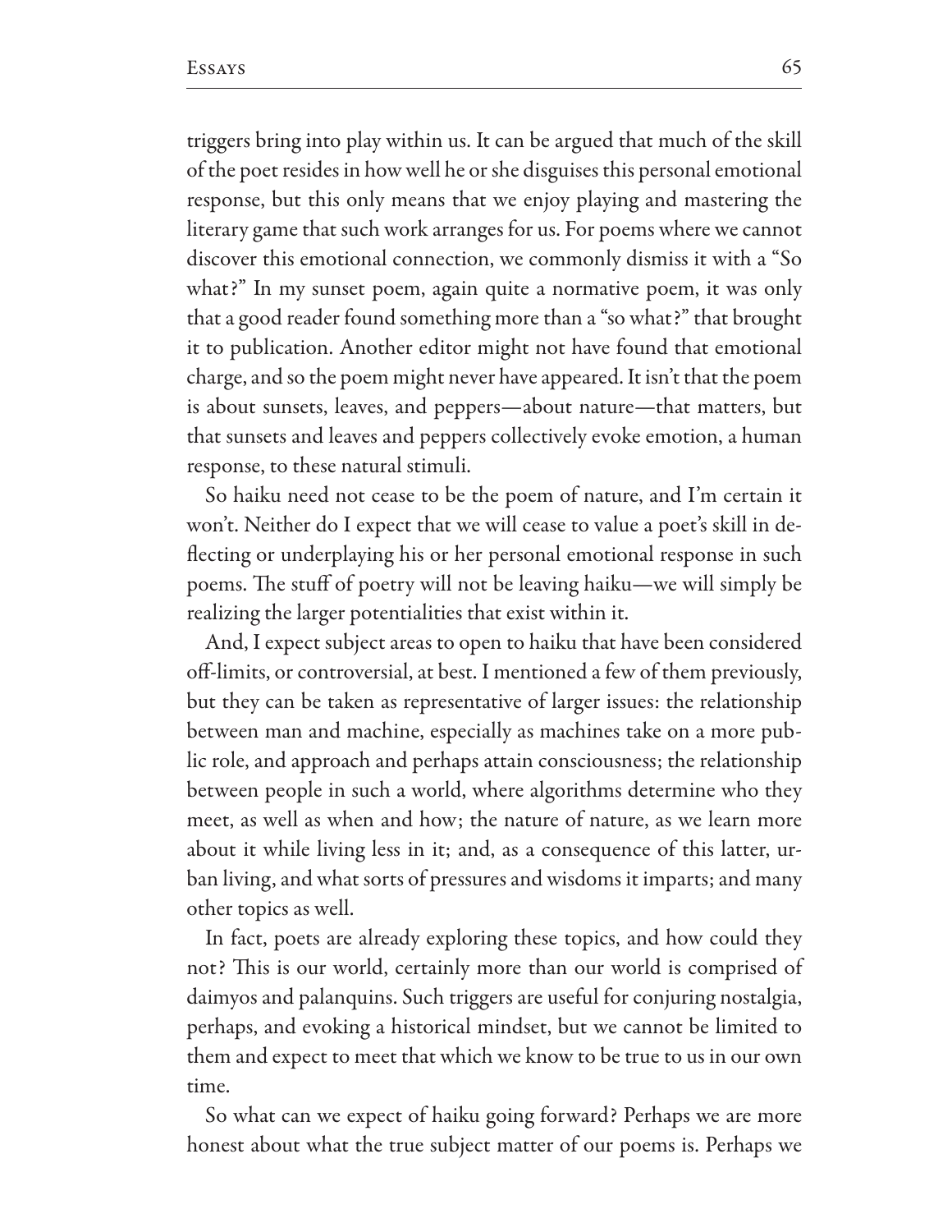triggers bring into play within us. It can be argued that much of the skill of the poet resides in how well he or she disguises this personal emotional response, but this only means that we enjoy playing and mastering the literary game that such work arranges for us. For poems where we cannot discover this emotional connection, we commonly dismiss it with a "So what?" In my sunset poem, again quite a normative poem, it was only that a good reader found something more than a "so what?" that brought it to publication. Another editor might not have found that emotional charge, and so the poem might never have appeared. It isn't that the poem is about sunsets, leaves, and peppers—about nature—that matters, but that sunsets and leaves and peppers collectively evoke emotion, a human response, to these natural stimuli.

So haiku need not cease to be the poem of nature, and I'm certain it won't. Neither do I expect that we will cease to value a poet's skill in deflecting or underplaying his or her personal emotional response in such poems. The stuff of poetry will not be leaving haiku—we will simply be realizing the larger potentialities that exist within it.

And, I expect subject areas to open to haiku that have been considered off-limits, or controversial, at best. I mentioned a few of them previously, but they can be taken as representative of larger issues: the relationship between man and machine, especially as machines take on a more public role, and approach and perhaps attain consciousness; the relationship between people in such a world, where algorithms determine who they meet, as well as when and how; the nature of nature, as we learn more about it while living less in it; and, as a consequence of this latter, urban living, and what sorts of pressures and wisdoms it imparts; and many other topics as well.

In fact, poets are already exploring these topics, and how could they not? This is our world, certainly more than our world is comprised of daimyos and palanquins. Such triggers are useful for conjuring nostalgia, perhaps, and evoking a historical mindset, but we cannot be limited to them and expect to meet that which we know to be true to us in our own time.

So what can we expect of haiku going forward? Perhaps we are more honest about what the true subject matter of our poems is. Perhaps we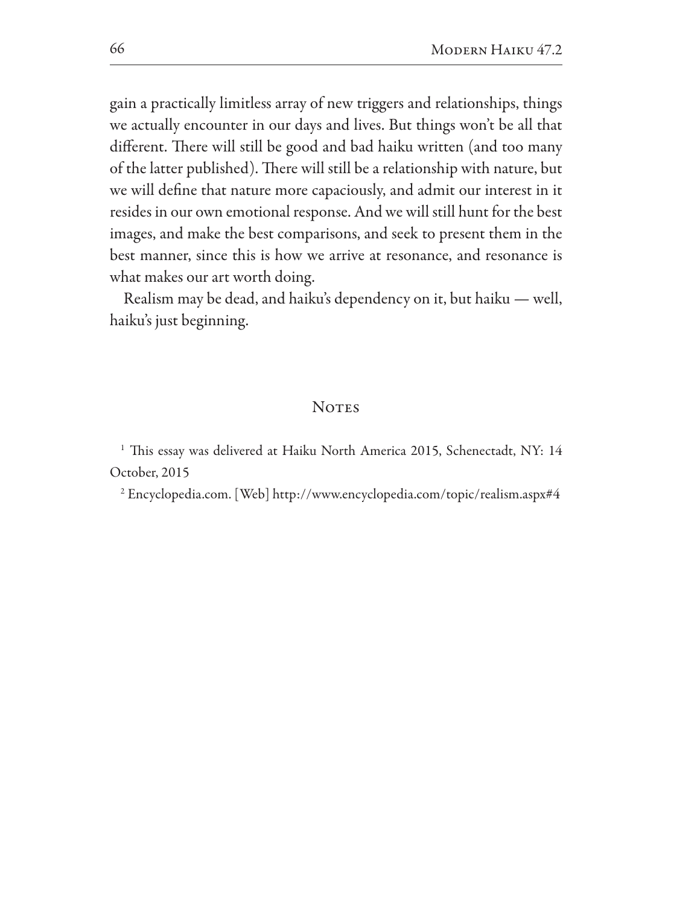gain a practically limitless array of new triggers and relationships, things we actually encounter in our days and lives. But things won't be all that different. There will still be good and bad haiku written (and too many of the latter published). There will still be a relationship with nature, but we will define that nature more capaciously, and admit our interest in it resides in our own emotional response. And we will still hunt for the best images, and make the best comparisons, and seek to present them in the best manner, since this is how we arrive at resonance, and resonance is what makes our art worth doing.

Realism may be dead, and haiku's dependency on it, but haiku — well, haiku's just beginning.

## Notes

[1] This essay was delivered at Haiku North America 2015, Schenectadt, NY: 14 October, 2015

[2] Encyclopedia.com. [Web] http://www.encyclopedia.com/topic/realism.aspx#4